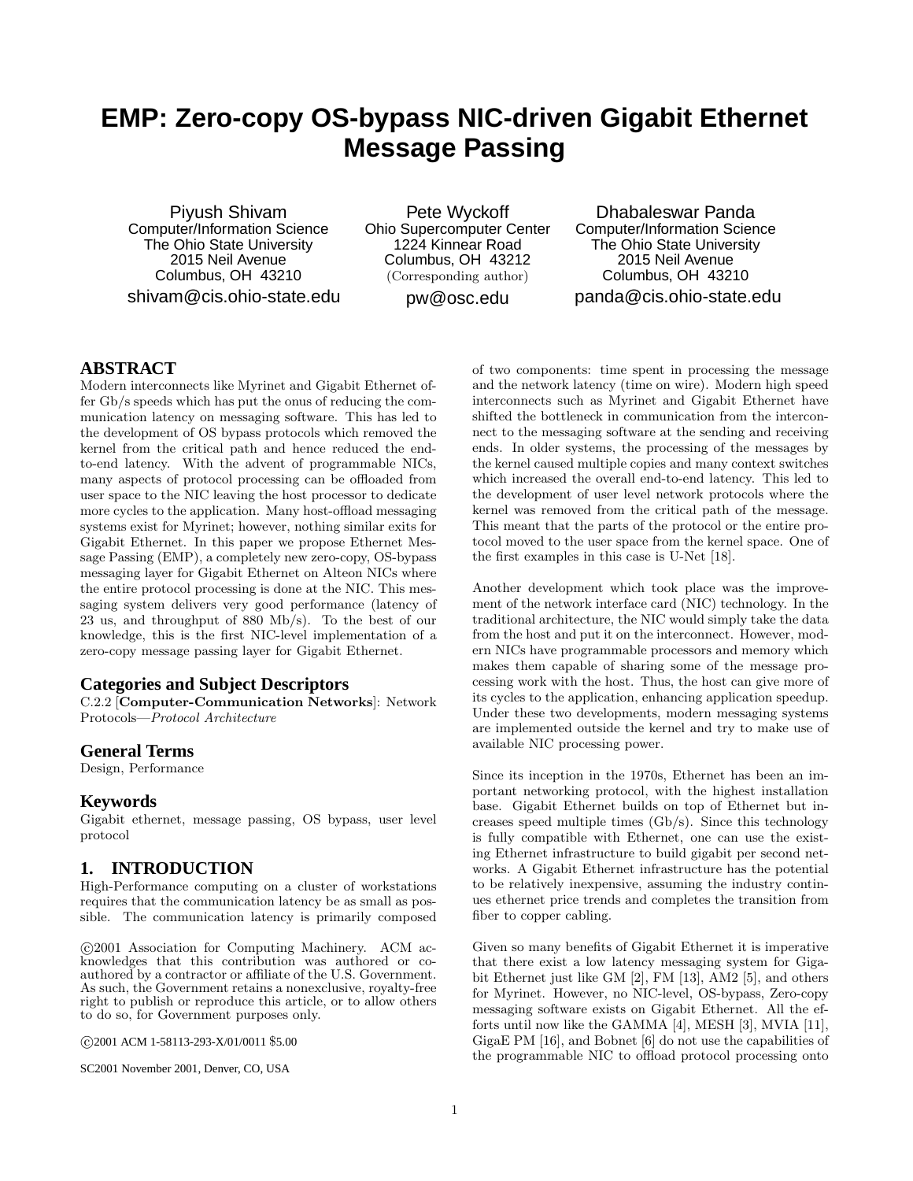# EMP: Zero-copy OS-bypass NIC-driven Gigabit Ethernet Message Passing

Piyush Shivam
Computer/Information Science
The Ohio State University
2015 Neil Avenue
Columbus, OH 43210
shivam@cis.ohio-state.edu

Pete Wyckoff
Ohio Supercomputer Center
1224 Kinnear Road
Columbus, OH 43212
(Corresponding author)
pw@osc.edu

Dhabaleswar Panda
Computer/Information Science
The Ohio State University
2015 Neil Avenue
Columbus, OH 43210
panda@cis.ohio-state.edu

## ABSTRACT

Modern interconnects like Myrinet and Gigabit Ethernet offer Gb/s speeds which has put the onus of reducing the communication latency on messaging software. This has led to the development of OS bypass protocols which removed the kernel from the critical path and hence reduced the end-to-end latency. With the advent of programmable NICs, many aspects of protocol processing can be offloaded from user space to the NIC leaving the host processor to dedicate more cycles to the application. Many host-offload messaging systems exist for Myrinet; however, nothing similar exits for Gigabit Ethernet. In this paper we propose Ethernet Message Passing (EMP), a completely new zero-copy, OS-bypass messaging layer for Gigabit Ethernet on Alteon NICs where the entire protocol processing is done at the NIC. This messaging system delivers very good performance (latency of 23 us, and throughput of 880 Mb/s). To the best of our knowledge, this is the first NIC-level implementation of a zero-copy message passing layer for Gigabit Ethernet.

### Categories and Subject Descriptors

C.2.2 [**Computer-Communication Networks**]: Network Protocols—*Protocol Architecture*

### General Terms

Design, Performance

### Keywords

Gigabit ethernet, message passing, OS bypass, user level protocol

## 1. INTRODUCTION

High-Performance computing on a cluster of workstations requires that the communication latency be as small as possible. The communication latency is primarily composed of two components: time spent in processing the message and the network latency (time on wire). Modern high speed interconnects such as Myrinet and Gigabit Ethernet have shifted the bottleneck in communication from the interconnect to the messaging software at the sending and receiving ends. In older systems, the processing of the messages by the kernel caused multiple copies and many context switches which increased the overall end-to-end latency. This led to the development of user level network protocols where the kernel was removed from the critical path of the message. This meant that the parts of the protocol or the entire protocol moved to the user space from the kernel space. One of the first examples in this case is U-Net [18].

Another development which took place was the improvement of the network interface card (NIC) technology. In the traditional architecture, the NIC would simply take the data from the host and put it on the interconnect. However, modern NICs have programmable processors and memory which makes them capable of sharing some of the message processing work with the host. Thus, the host can give more of its cycles to the application, enhancing application speedup. Under these two developments, modern messaging systems are implemented outside the kernel and try to make use of available NIC processing power.

Since its inception in the 1970s, Ethernet has been an important networking protocol, with the highest installation base. Gigabit Ethernet builds on top of Ethernet but increases speed multiple times (Gb/s). Since this technology is fully compatible with Ethernet, one can use the existing Ethernet infrastructure to build gigabit per second networks. A Gigabit Ethernet infrastructure has the potential to be relatively inexpensive, assuming the industry continues ethernet price trends and completes the transition from fiber to copper cabling.

Given so many benefits of Gigabit Ethernet it is imperative that there exist a low latency messaging system for Gigabit Ethernet just like GM [2], FM [13], AM2 [5], and others for Myrinet. However, no NIC-level, OS-bypass, Zero-copy messaging software exists on Gigabit Ethernet. All the efforts until now like the GAMMA [4], MESH [3], MVIA [11], GigaE PM [16], and Bobnet [6] do not use the capabilities of the programmable NIC to offload protocol processing onto

©2001 Association for Computing Machinery. ACM acknowledges that this contribution was authored or co-authored by a contractor or affiliate of the U.S. Government. As such, the Government retains a nonexclusive, royalty-free right to publish or reproduce this article, or to allow others to do so, for Government purposes only.

©2001 ACM 1-58113-293-X/01/0011 $5.00

SC2001 November 2001, Denver, CO, USA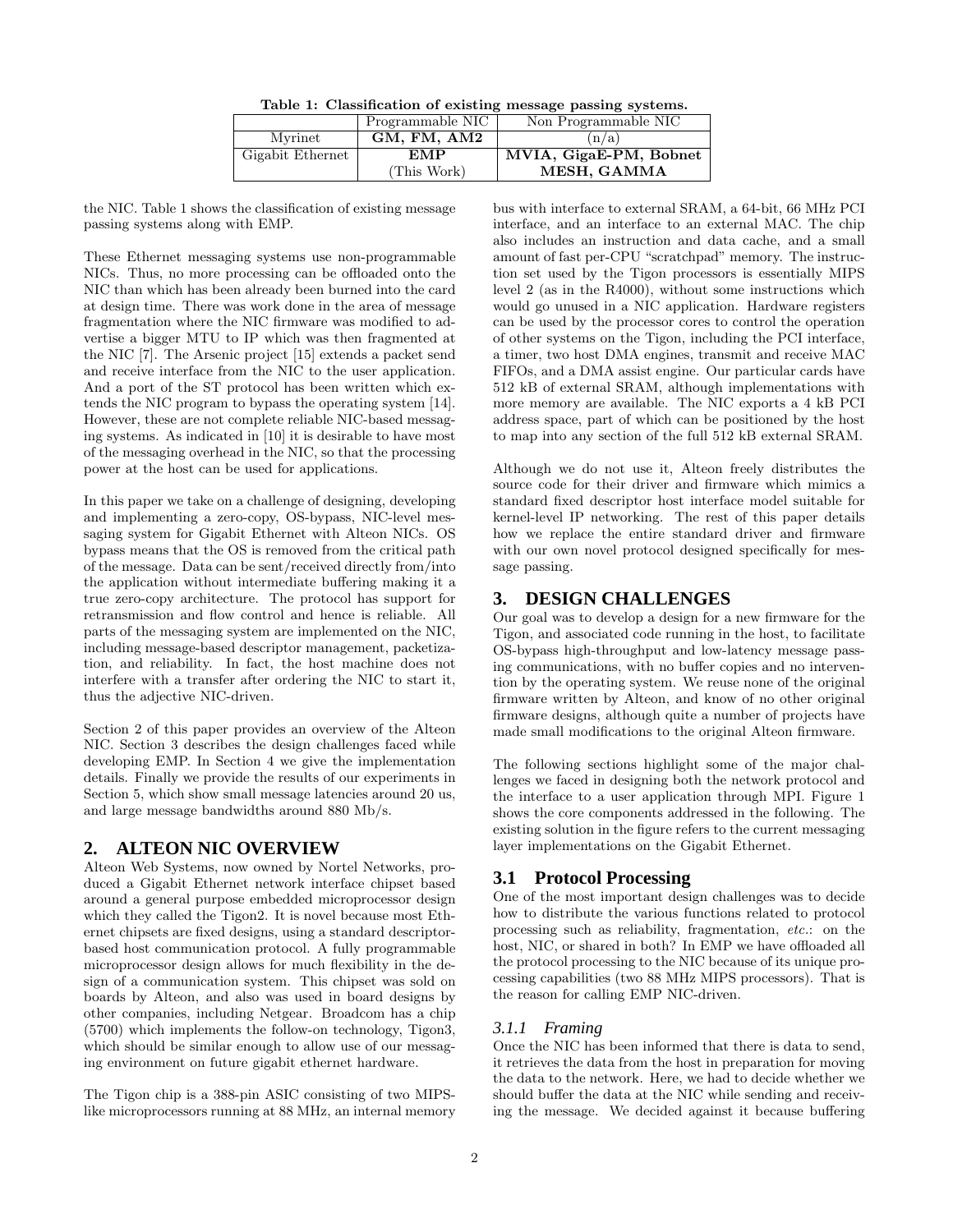**Table 1: Classification of existing message passing systems.**

| | Programmable NIC | Non Programmable NIC |
|---|---|---|
| Myrinet | **GM, FM, AM2** | (n/a) |
| Gigabit Ethernet | **EMP** (This Work) | **MVIA, GigaE-PM, Bobnet MESH, GAMMA** |

the NIC. Table 1 shows the classification of existing message passing systems along with EMP.

These Ethernet messaging systems use non-programmable NICs. Thus, no more processing can be offloaded onto the NIC than which has been already been burned into the card at design time. There was work done in the area of message fragmentation where the NIC firmware was modified to advertise a bigger MTU to IP which was then fragmented at the NIC [7]. The Arsenic project [15] extends a packet send and receive interface from the NIC to the user application. And a port of the ST protocol has been written which extends the NIC program to bypass the operating system [14]. However, these are not complete reliable NIC-based messaging systems. As indicated in [10] it is desirable to have most of the messaging overhead in the NIC, so that the processing power at the host can be used for applications.

In this paper we take on a challenge of designing, developing and implementing a zero-copy, OS-bypass, NIC-level messaging system for Gigabit Ethernet with Alteon NICs. OS bypass means that the OS is removed from the critical path of the message. Data can be sent/received directly from/into the application without intermediate buffering making it a true zero-copy architecture. The protocol has support for retransmission and flow control and hence is reliable. All parts of the messaging system are implemented on the NIC, including message-based descriptor management, packetization, and reliability. In fact, the host machine does not interfere with a transfer after ordering the NIC to start it, thus the adjective NIC-driven.

Section 2 of this paper provides an overview of the Alteon NIC. Section 3 describes the design challenges faced while developing EMP. In Section 4 we give the implementation details. Finally we provide the results of our experiments in Section 5, which show small message latencies around 20 us, and large message bandwidths around 880 Mb/s.

## 2. ALTEON NIC OVERVIEW

Alteon Web Systems, now owned by Nortel Networks, produced a Gigabit Ethernet network interface chipset based around a general purpose embedded microprocessor design which they called the Tigon2. It is novel because most Ethernet chipsets are fixed designs, using a standard descriptor-based host communication protocol. A fully programmable microprocessor design allows for much flexibility in the design of a communication system. This chipset was sold on boards by Alteon, and also was used in board designs by other companies, including Netgear. Broadcom has a chip (5700) which implements the follow-on technology, Tigon3, which should be similar enough to allow use of our messaging environment on future gigabit ethernet hardware.

The Tigon chip is a 388-pin ASIC consisting of two MIPS-like microprocessors running at 88 MHz, an internal memory bus with interface to external SRAM, a 64-bit, 66 MHz PCI interface, and an interface to an external MAC. The chip also includes an instruction and data cache, and a small amount of fast per-CPU "scratchpad" memory. The instruction set used by the Tigon processors is essentially MIPS level 2 (as in the R4000), without some instructions which would go unused in a NIC application. Hardware registers can be used by the processor cores to control the operation of other systems on the Tigon, including the PCI interface, a timer, two host DMA engines, transmit and receive MAC FIFOs, and a DMA assist engine. Our particular cards have 512 kB of external SRAM, although implementations with more memory are available. The NIC exports a 4 kB PCI address space, part of which can be positioned by the host to map into any section of the full 512 kB external SRAM.

Although we do not use it, Alteon freely distributes the source code for their driver and firmware which mimics a standard fixed descriptor host interface model suitable for kernel-level IP networking. The rest of this paper details how we replace the entire standard driver and firmware with our own novel protocol designed specifically for message passing.

## 3. DESIGN CHALLENGES

Our goal was to develop a design for a new firmware for the Tigon, and associated code running in the host, to facilitate OS-bypass high-throughput and low-latency message passing communications, with no buffer copies and no intervention by the operating system. We reuse none of the original firmware written by Alteon, and know of no other original firmware designs, although quite a number of projects have made small modifications to the original Alteon firmware.

The following sections highlight some of the major challenges we faced in designing both the network protocol and the interface to a user application through MPI. Figure 1 shows the core components addressed in the following. The existing solution in the figure refers to the current messaging layer implementations on the Gigabit Ethernet.

### 3.1 Protocol Processing

One of the most important design challenges was to decide how to distribute the various functions related to protocol processing such as reliability, fragmentation, *etc.*: on the host, NIC, or shared in both? In EMP we have offloaded all the protocol processing to the NIC because of its unique processing capabilities (two 88 MHz MIPS processors). That is the reason for calling EMP NIC-driven.

#### 3.1.1 *Framing*

Once the NIC has been informed that there is data to send, it retrieves the data from the host in preparation for moving the data to the network. Here, we had to decide whether we should buffer the data at the NIC while sending and receiving the message. We decided against it because buffering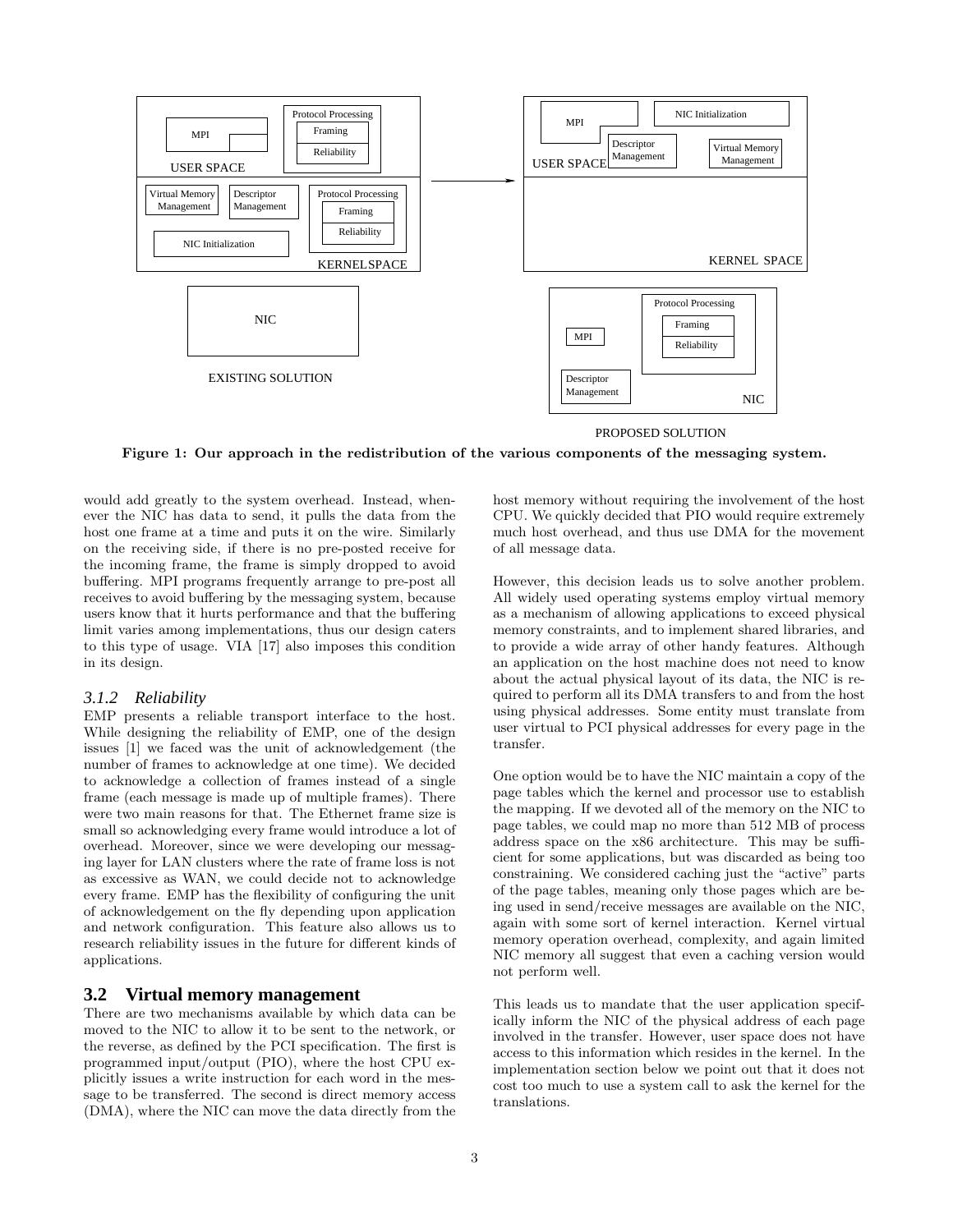Figure 1: Our approach in the redistribution of the various components of the messaging system.

would add greatly to the system overhead. Instead, whenever the NIC has data to send, it pulls the data from the host one frame at a time and puts it on the wire. Similarly on the receiving side, if there is no pre-posted receive for the incoming frame, the frame is simply dropped to avoid buffering. MPI programs frequently arrange to pre-post all receives to avoid buffering by the messaging system, because users know that it hurts performance and that the buffering limit varies among implementations, thus our design caters to this type of usage. VIA [17] also imposes this condition in its design.

#### 3.1.2 Reliability

EMP presents a reliable transport interface to the host. While designing the reliability of EMP, one of the design issues [1] we faced was the unit of acknowledgement (the number of frames to acknowledge at one time). We decided to acknowledge a collection of frames instead of a single frame (each message is made up of multiple frames). There were two main reasons for that. The Ethernet frame size is small so acknowledging every frame would introduce a lot of overhead. Moreover, since we were developing our messaging layer for LAN clusters where the rate of frame loss is not as excessive as WAN, we could decide not to acknowledge every frame. EMP has the flexibility of configuring the unit of acknowledgement on the fly depending upon application and network configuration. This feature also allows us to research reliability issues in the future for different kinds of applications.

### 3.2 Virtual memory management

There are two mechanisms available by which data can be moved to the NIC to allow it to be sent to the network, or the reverse, as defined by the PCI specification. The first is programmed input/output (PIO), where the host CPU explicitly issues a write instruction for each word in the message to be transferred. The second is direct memory access (DMA), where the NIC can move the data directly from the host memory without requiring the involvement of the host CPU. We quickly decided that PIO would require extremely much host overhead, and thus use DMA for the movement of all message data.

However, this decision leads us to solve another problem. All widely used operating systems employ virtual memory as a mechanism of allowing applications to exceed physical memory constraints, and to implement shared libraries, and to provide a wide array of other handy features. Although an application on the host machine does not need to know about the actual physical layout of its data, the NIC is required to perform all its DMA transfers to and from the host using physical addresses. Some entity must translate from user virtual to PCI physical addresses for every page in the transfer.

One option would be to have the NIC maintain a copy of the page tables which the kernel and processor use to establish the mapping. If we devoted all of the memory on the NIC to page tables, we could map no more than 512 MB of process address space on the x86 architecture. This may be sufficient for some applications, but was discarded as being too constraining. We considered caching just the "active" parts of the page tables, meaning only those pages which are being used in send/receive messages are available on the NIC, again with some sort of kernel interaction. Kernel virtual memory operation overhead, complexity, and again limited NIC memory all suggest that even a caching version would not perform well.

This leads us to mandate that the user application specifically inform the NIC of the physical address of each page involved in the transfer. However, user space does not have access to this information which resides in the kernel. In the implementation section below we point out that it does not cost too much to use a system call to ask the kernel for the translations.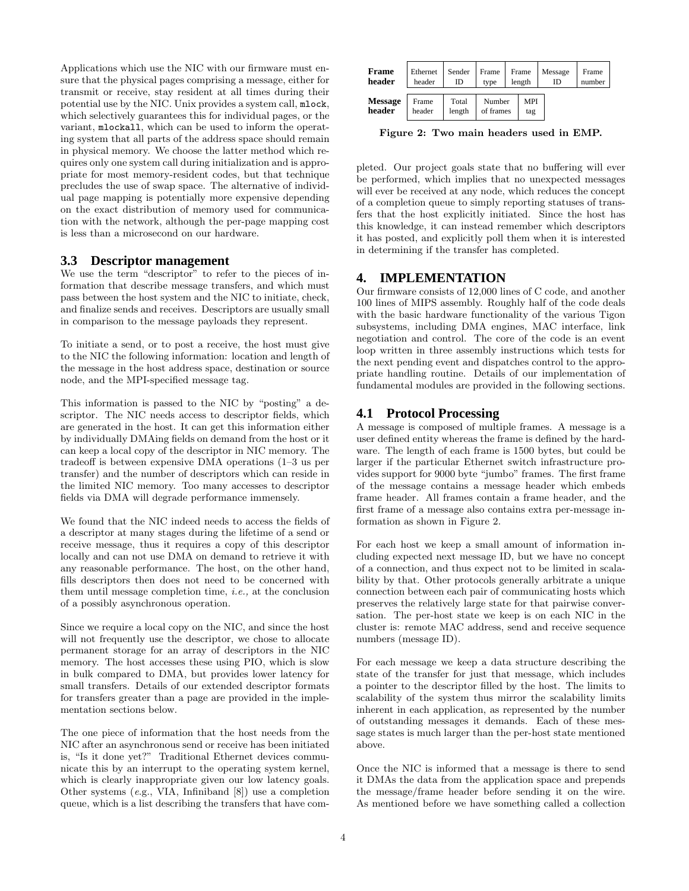Applications which use the NIC with our firmware must ensure that the physical pages comprising a message, either for transmit or receive, stay resident at all times during their potential use by the NIC. Unix provides a system call, `mlock`, which selectively guarantees this for individual pages, or the variant, `mlockall`, which can be used to inform the operating system that all parts of the address space should remain in physical memory. We choose the latter method which requires only one system call during initialization and is appropriate for most memory-resident codes, but that technique precludes the use of swap space. The alternative of individual page mapping is potentially more expensive depending on the exact distribution of memory used for communication with the network, although the per-page mapping cost is less than a microsecond on our hardware.

## 3.3 Descriptor management

We use the term "descriptor" to refer to the pieces of information that describe message transfers, and which must pass between the host system and the NIC to initiate, check, and finalize sends and receives. Descriptors are usually small in comparison to the message payloads they represent.

To initiate a send, or to post a receive, the host must give to the NIC the following information: location and length of the message in the host address space, destination or source node, and the MPI-specified message tag.

This information is passed to the NIC by "posting" a descriptor. The NIC needs access to descriptor fields, which are generated in the host. It can get this information either by individually DMAing fields on demand from the host or it can keep a local copy of the descriptor in NIC memory. The tradeoff is between expensive DMA operations (1–3 us per transfer) and the number of descriptors which can reside in the limited NIC memory. Too many accesses to descriptor fields via DMA will degrade performance immensely.

We found that the NIC indeed needs to access the fields of a descriptor at many stages during the lifetime of a send or receive message, thus it requires a copy of this descriptor locally and can not use DMA on demand to retrieve it with any reasonable performance. The host, on the other hand, fills descriptors then does not need to be concerned with them until message completion time, *i.e.,* at the conclusion of a possibly asynchronous operation.

Since we require a local copy on the NIC, and since the host will not frequently use the descriptor, we chose to allocate permanent storage for an array of descriptors in the NIC memory. The host accesses these using PIO, which is slow in bulk compared to DMA, but provides lower latency for small transfers. Details of our extended descriptor formats for transfers greater than a page are provided in the implementation sections below.

The one piece of information that the host needs from the NIC after an asynchronous send or receive has been initiated is, "Is it done yet?" Traditional Ethernet devices communicate this by an interrupt to the operating system kernel, which is clearly inappropriate given our low latency goals. Other systems (*e.g.*, VIA, Infiniband [8]) use a completion queue, which is a list describing the transfers that have completed. Our project goals state that no buffering will ever be performed, which implies that no unexpected messages will ever be received at any node, which reduces the concept of a completion queue to simply reporting statuses of transfers that the host explicitly initiated. Since the host has this knowledge, it can instead remember which descriptors it has posted, and explicitly poll them when it is interested in determining if the transfer has completed.

| | | | | | | |
|---|---|---|---|---|---|---|
| **Frame header** | Ethernet header | Sender ID | Frame type | Frame length | Message ID | Frame number |
| **Message header** | Frame header | Total length | Number of frames | MPI tag | | |

**Figure 2: Two main headers used in EMP.**

# 4. IMPLEMENTATION

Our firmware consists of 12,000 lines of C code, and another 100 lines of MIPS assembly. Roughly half of the code deals with the basic hardware functionality of the various Tigon subsystems, including DMA engines, MAC interface, link negotiation and control. The core of the code is an event loop written in three assembly instructions which tests for the next pending event and dispatches control to the appropriate handling routine. Details of our implementation of fundamental modules are provided in the following sections.

## 4.1 Protocol Processing

A message is composed of multiple frames. A message is a user defined entity whereas the frame is defined by the hardware. The length of each frame is 1500 bytes, but could be larger if the particular Ethernet switch infrastructure provides support for 9000 byte "jumbo" frames. The first frame of the message contains a message header which embeds frame header. All frames contain a frame header, and the first frame of a message also contains extra per-message information as shown in Figure 2.

For each host we keep a small amount of information including expected next message ID, but we have no concept of a connection, and thus expect not to be limited in scalability by that. Other protocols generally arbitrate a unique connection between each pair of communicating hosts which preserves the relatively large state for that pairwise conversation. The per-host state we keep is on each NIC in the cluster is: remote MAC address, send and receive sequence numbers (message ID).

For each message we keep a data structure describing the state of the transfer for just that message, which includes a pointer to the descriptor filled by the host. The limits to scalability of the system thus mirror the scalability limits inherent in each application, as represented by the number of outstanding messages it demands. Each of these message states is much larger than the per-host state mentioned above.

Once the NIC is informed that a message is there to send it DMAs the data from the application space and prepends the message/frame header before sending it on the wire. As mentioned before we have something called a collection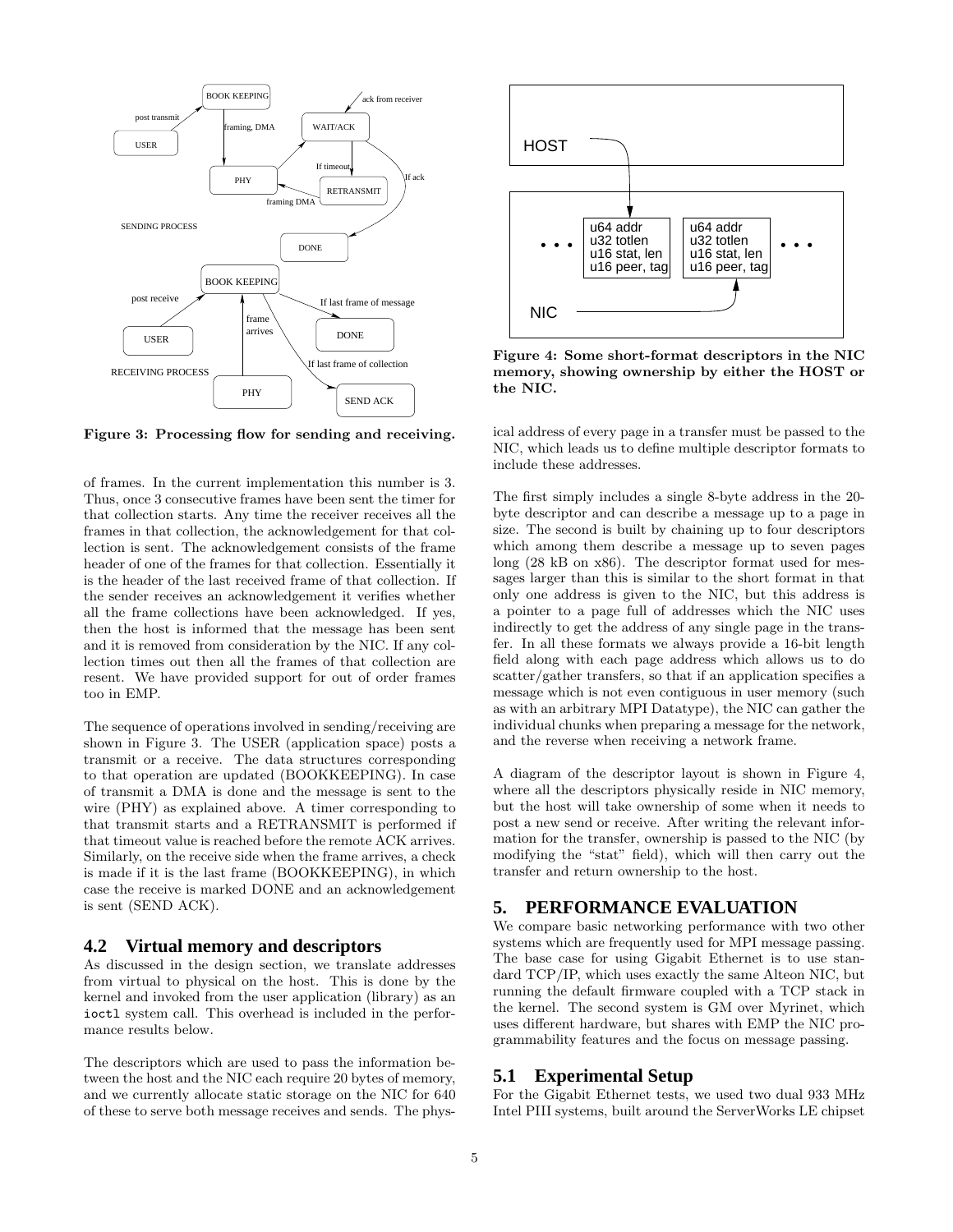Figure 3: Processing flow for sending and receiving.

of frames. In the current implementation this number is 3. Thus, once 3 consecutive frames have been sent the timer for that collection starts. Any time the receiver receives all the frames in that collection, the acknowledgement for that collection is sent. The acknowledgement consists of the frame header of one of the frames for that collection. Essentially it is the header of the last received frame of that collection. If the sender receives an acknowledgement it verifies whether all the frame collections have been acknowledged. If yes, then the host is informed that the message has been sent and it is removed from consideration by the NIC. If any collection times out then all the frames of that collection are resent. We have provided support for out of order frames too in EMP.

The sequence of operations involved in sending/receiving are shown in Figure 3. The USER (application space) posts a transmit or a receive. The data structures corresponding to that operation are updated (BOOKKEEPING). In case of transmit a DMA is done and the message is sent to the wire (PHY) as explained above. A timer corresponding to that transmit starts and a RETRANSMIT is performed if that timeout value is reached before the remote ACK arrives. Similarly, on the receive side when the frame arrives, a check is made if it is the last frame (BOOKKEEPING), in which case the receive is marked DONE and an acknowledgement is sent (SEND ACK).

## 4.2 Virtual memory and descriptors

As discussed in the design section, we translate addresses from virtual to physical on the host. This is done by the kernel and invoked from the user application (library) as an `ioctl` system call. This overhead is included in the performance results below.

The descriptors which are used to pass the information between the host and the NIC each require 20 bytes of memory, and we currently allocate static storage on the NIC for 640 of these to serve both message receives and sends. The physical address of every page in a transfer must be passed to the NIC, which leads us to define multiple descriptor formats to include these addresses.

Figure 4: Some short-format descriptors in the NIC memory, showing ownership by either the HOST or the NIC.

The first simply includes a single 8-byte address in the 20-byte descriptor and can describe a message up to a page in size. The second is built by chaining up to four descriptors which among them describe a message up to seven pages long (28 kB on x86). The descriptor format used for messages larger than this is similar to the short format in that only one address is given to the NIC, but this address is a pointer to a page full of addresses which the NIC uses indirectly to get the address of any single page in the transfer. In all these formats we always provide a 16-bit length field along with each page address which allows us to do scatter/gather transfers, so that if an application specifies a message which is not even contiguous in user memory (such as with an arbitrary MPI Datatype), the NIC can gather the individual chunks when preparing a message for the network, and the reverse when receiving a network frame.

A diagram of the descriptor layout is shown in Figure 4, where all the descriptors physically reside in NIC memory, but the host will take ownership of some when it needs to post a new send or receive. After writing the relevant information for the transfer, ownership is passed to the NIC (by modifying the "stat" field), which will then carry out the transfer and return ownership to the host.

# 5. PERFORMANCE EVALUATION

We compare basic networking performance with two other systems which are frequently used for MPI message passing. The base case for using Gigabit Ethernet is to use standard TCP/IP, which uses exactly the same Alteon NIC, but running the default firmware coupled with a TCP stack in the kernel. The second system is GM over Myrinet, which uses different hardware, but shares with EMP the NIC programmability features and the focus on message passing.

## 5.1 Experimental Setup

For the Gigabit Ethernet tests, we used two dual 933 MHz Intel PIII systems, built around the ServerWorks LE chipset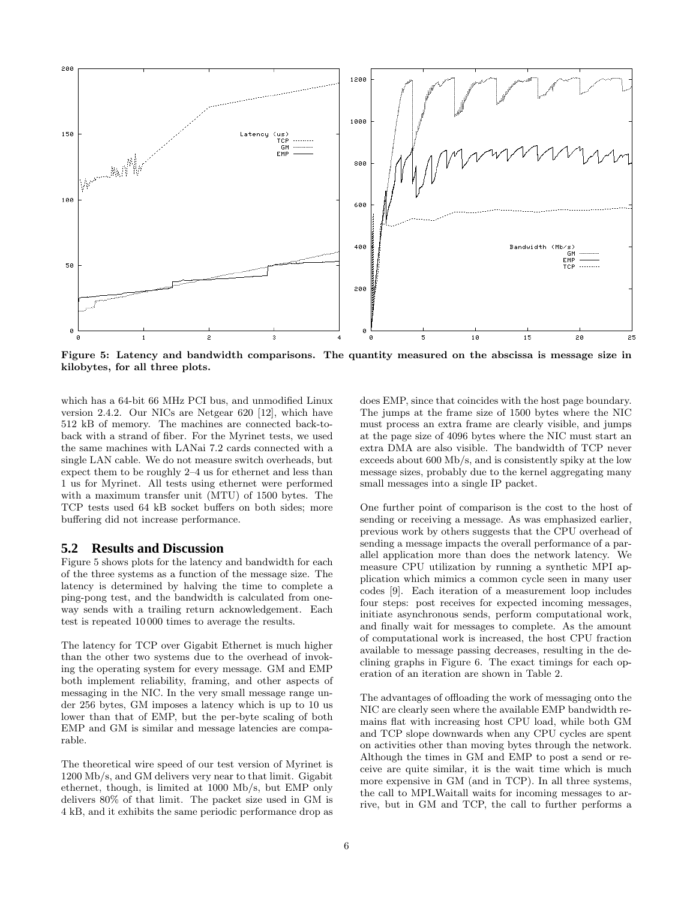Figure 5: Latency and bandwidth comparisons. The quantity measured on the abscissa is message size in kilobytes, for all three plots.

which has a 64-bit 66 MHz PCI bus, and unmodified Linux version 2.4.2. Our NICs are Netgear 620 [12], which have 512 kB of memory. The machines are connected back-to-back with a strand of fiber. For the Myrinet tests, we used the same machines with LANai 7.2 cards connected with a single LAN cable. We do not measure switch overheads, but expect them to be roughly 2–4 us for ethernet and less than 1 us for Myrinet. All tests using ethernet were performed with a maximum transfer unit (MTU) of 1500 bytes. The TCP tests used 64 kB socket buffers on both sides; more buffering did not increase performance.

## 5.2 Results and Discussion

Figure 5 shows plots for the latency and bandwidth for each of the three systems as a function of the message size. The latency is determined by halving the time to complete a ping-pong test, and the bandwidth is calculated from one-way sends with a trailing return acknowledgement. Each test is repeated 10 000 times to average the results.

The latency for TCP over Gigabit Ethernet is much higher than the other two systems due to the overhead of invoking the operating system for every message. GM and EMP both implement reliability, framing, and other aspects of messaging in the NIC. In the very small message range under 256 bytes, GM imposes a latency which is up to 10 us lower than that of EMP, but the per-byte scaling of both EMP and GM is similar and message latencies are comparable.

The theoretical wire speed of our test version of Myrinet is 1200 Mb/s, and GM delivers very near to that limit. Gigabit ethernet, though, is limited at 1000 Mb/s, but EMP only delivers 80% of that limit. The packet size used in GM is 4 kB, and it exhibits the same periodic performance drop as does EMP, since that coincides with the host page boundary. The jumps at the frame size of 1500 bytes where the NIC must process an extra frame are clearly visible, and jumps at the page size of 4096 bytes where the NIC must start an extra DMA are also visible. The bandwidth of TCP never exceeds about 600 Mb/s, and is consistently spiky at the low message sizes, probably due to the kernel aggregating many small messages into a single IP packet.

One further point of comparison is the cost to the host of sending or receiving a message. As was emphasized earlier, previous work by others suggests that the CPU overhead of sending a message impacts the overall performance of a parallel application more than does the network latency. We measure CPU utilization by running a synthetic MPI application which mimics a common cycle seen in many user codes [9]. Each iteration of a measurement loop includes four steps: post receives for expected incoming messages, initiate asynchronous sends, perform computational work, and finally wait for messages to complete. As the amount of computational work is increased, the host CPU fraction available to message passing decreases, resulting in the declining graphs in Figure 6. The exact timings for each operation of an iteration are shown in Table 2.

The advantages of offloading the work of messaging onto the NIC are clearly seen where the available EMP bandwidth remains flat with increasing host CPU load, while both GM and TCP slope downwards when any CPU cycles are spent on activities other than moving bytes through the network. Although the times in GM and EMP to post a send or receive are quite similar, it is the wait time which is much more expensive in GM (and in TCP). In all three systems, the call to MPI_Waitall waits for incoming messages to arrive, but in GM and TCP, the call to further performs a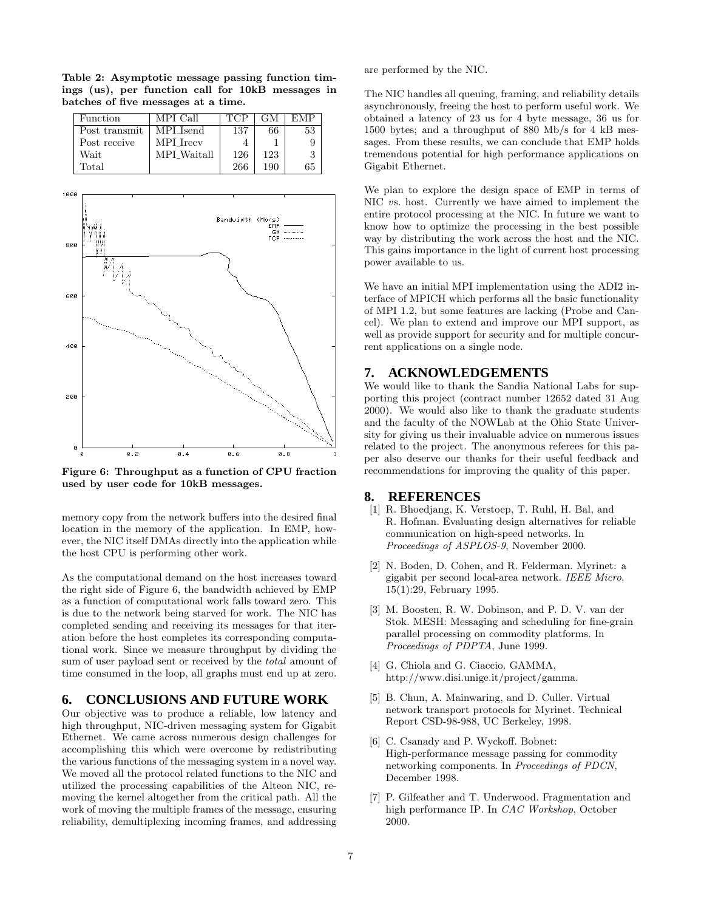**Table 2: Asymptotic message passing function timings (us), per function call for 10kB messages in batches of five messages at a time.**

| Function | MPI Call | TCP | GM | EMP |
|---|---|---|---|---|
| Post transmit | MPI_Isend | 137 | 66 | 53 |
| Post receive | MPI_Irecv | 4 | 1 | 9 |
| Wait | MPI_Waitall | 126 | 123 | 3 |
| Total | | 266 | 190 | 65 |

**Figure 6: Throughput as a function of CPU fraction used by user code for 10kB messages.**

memory copy from the network buffers into the desired final location in the memory of the application. In EMP, however, the NIC itself DMAs directly into the application while the host CPU is performing other work.

As the computational demand on the host increases toward the right side of Figure 6, the bandwidth achieved by EMP as a function of computational work falls toward zero. This is due to the network being starved for work. The NIC has completed sending and receiving its messages for that iteration before the host completes its corresponding computational work. Since we measure throughput by dividing the sum of user payload sent or received by the *total* amount of time consumed in the loop, all graphs must end up at zero.

## 6. CONCLUSIONS AND FUTURE WORK

Our objective was to produce a reliable, low latency and high throughput, NIC-driven messaging system for Gigabit Ethernet. We came across numerous design challenges for accomplishing this which were overcome by redistributing the various functions of the messaging system in a novel way. We moved all the protocol related functions to the NIC and utilized the processing capabilities of the Alteon NIC, removing the kernel altogether from the critical path. All the work of moving the multiple frames of the message, ensuring reliability, demultiplexing incoming frames, and addressing are performed by the NIC.

The NIC handles all queuing, framing, and reliability details asynchronously, freeing the host to perform useful work. We obtained a latency of 23 us for 4 byte message, 36 us for 1500 bytes; and a throughput of 880 Mb/s for 4 kB messages. From these results, we can conclude that EMP holds tremendous potential for high performance applications on Gigabit Ethernet.

We plan to explore the design space of EMP in terms of NIC *vs.* host. Currently we have aimed to implement the entire protocol processing at the NIC. In future we want to know how to optimize the processing in the best possible way by distributing the work across the host and the NIC. This gains importance in the light of current host processing power available to us.

We have an initial MPI implementation using the ADI2 interface of MPICH which performs all the basic functionality of MPI 1.2, but some features are lacking (Probe and Cancel). We plan to extend and improve our MPI support, as well as provide support for security and for multiple concurrent applications on a single node.

## 7. ACKNOWLEDGEMENTS

We would like to thank the Sandia National Labs for supporting this project (contract number 12652 dated 31 Aug 2000). We would also like to thank the graduate students and the faculty of the NOWLab at the Ohio State University for giving us their invaluable advice on numerous issues related to the project. The anonymous referees for this paper also deserve our thanks for their useful feedback and recommendations for improving the quality of this paper.

## 8. REFERENCES

[1] R. Bhoedjang, K. Verstoep, T. Ruhl, H. Bal, and R. Hofman. Evaluating design alternatives for reliable communication on high-speed networks. In *Proceedings of ASPLOS-9*, November 2000.

[2] N. Boden, D. Cohen, and R. Felderman. Myrinet: a gigabit per second local-area network. *IEEE Micro*, 15(1):29, February 1995.

[3] M. Boosten, R. W. Dobinson, and P. D. V. van der Stok. MESH: Messaging and scheduling for fine-grain parallel processing on commodity platforms. In *Proceedings of PDPTA*, June 1999.

[4] G. Chiola and G. Ciaccio. GAMMA, http://www.disi.unige.it/project/gamma.

[5] B. Chun, A. Mainwaring, and D. Culler. Virtual network transport protocols for Myrinet. Technical Report CSD-98-988, UC Berkeley, 1998.

[6] C. Csanady and P. Wyckoff. Bobnet: High-performance message passing for commodity networking components. In *Proceedings of PDCN*, December 1998.

[7] P. Gilfeather and T. Underwood. Fragmentation and high performance IP. In *CAC Workshop*, October 2000.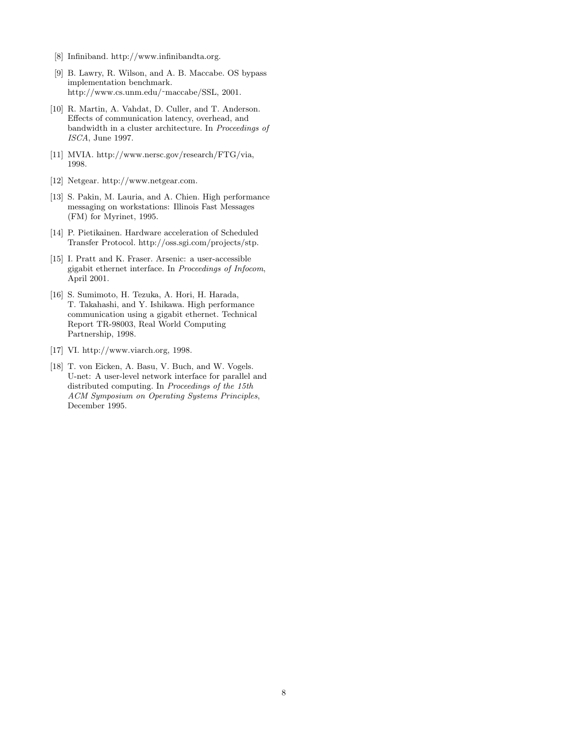[8] Infiniband. http://www.infinibandta.org.

[9] B. Lawry, R. Wilson, and A. B. Maccabe. OS bypass implementation benchmark. http://www.cs.unm.edu/~maccabe/SSL, 2001.

[10] R. Martin, A. Vahdat, D. Culler, and T. Anderson. Effects of communication latency, overhead, and bandwidth in a cluster architecture. In *Proceedings of ISCA*, June 1997.

[11] MVIA. http://www.nersc.gov/research/FTG/via, 1998.

[12] Netgear. http://www.netgear.com.

[13] S. Pakin, M. Lauria, and A. Chien. High performance messaging on workstations: Illinois Fast Messages (FM) for Myrinet, 1995.

[14] P. Pietikainen. Hardware acceleration of Scheduled Transfer Protocol. http://oss.sgi.com/projects/stp.

[15] I. Pratt and K. Fraser. Arsenic: a user-accessible gigabit ethernet interface. In *Proceedings of Infocom*, April 2001.

[16] S. Sumimoto, H. Tezuka, A. Hori, H. Harada, T. Takahashi, and Y. Ishikawa. High performance communication using a gigabit ethernet. Technical Report TR-98003, Real World Computing Partnership, 1998.

[17] VI. http://www.viarch.org, 1998.

[18] T. von Eicken, A. Basu, V. Buch, and W. Vogels. U-net: A user-level network interface for parallel and distributed computing. In *Proceedings of the 15th ACM Symposium on Operating Systems Principles*, December 1995.